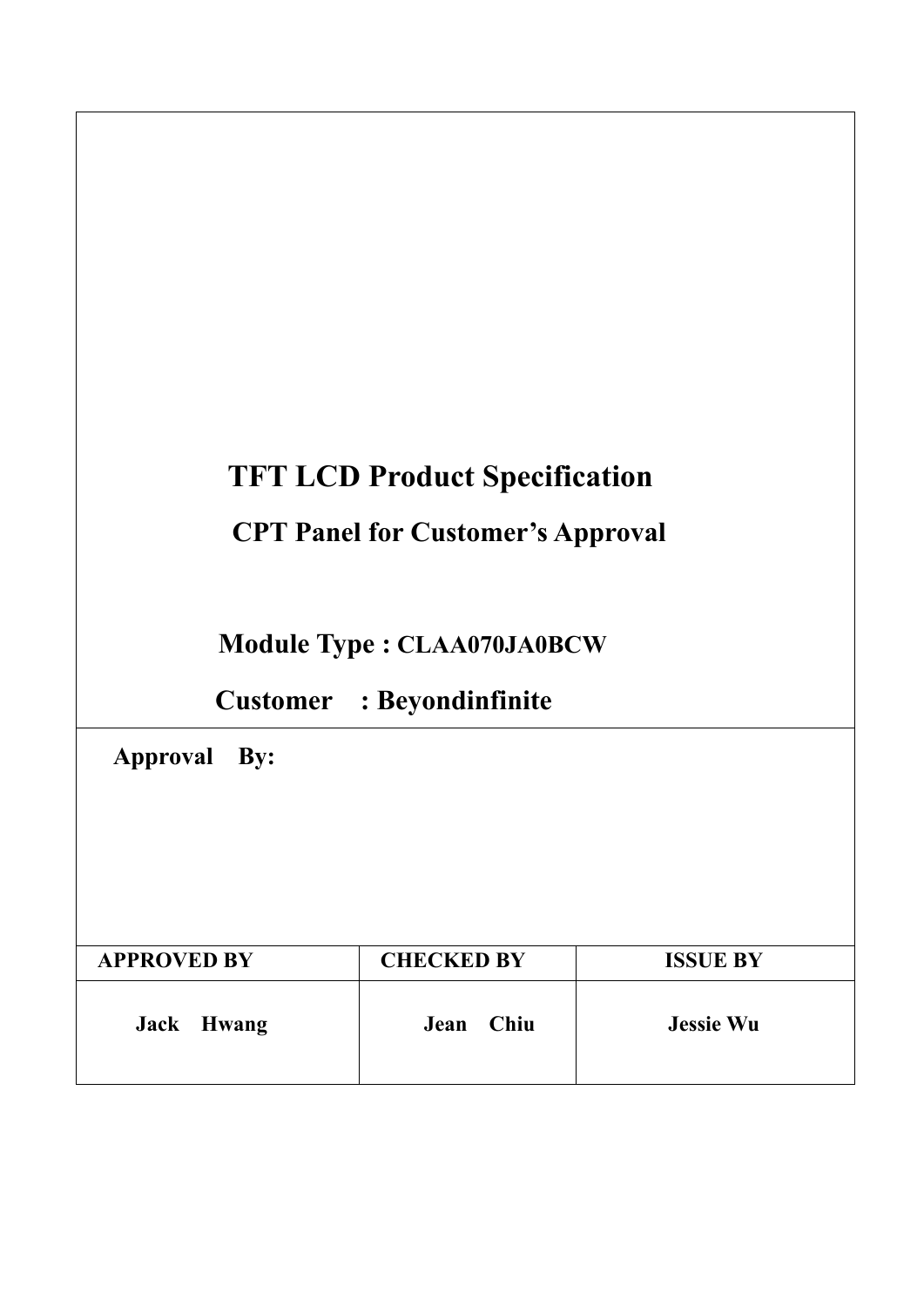# TFT LCD Product Specification

## CPT Panel for Customer's Approval

**Module Type : CLAA070JA0BCW**

**Customer : Beyondinfinite**

**Approval By:**

| APPROVED BY | CHECKED BY | ISSUE BY |
|---|---|---|
| Jack Hwang | Jean Chiu | Jessie Wu |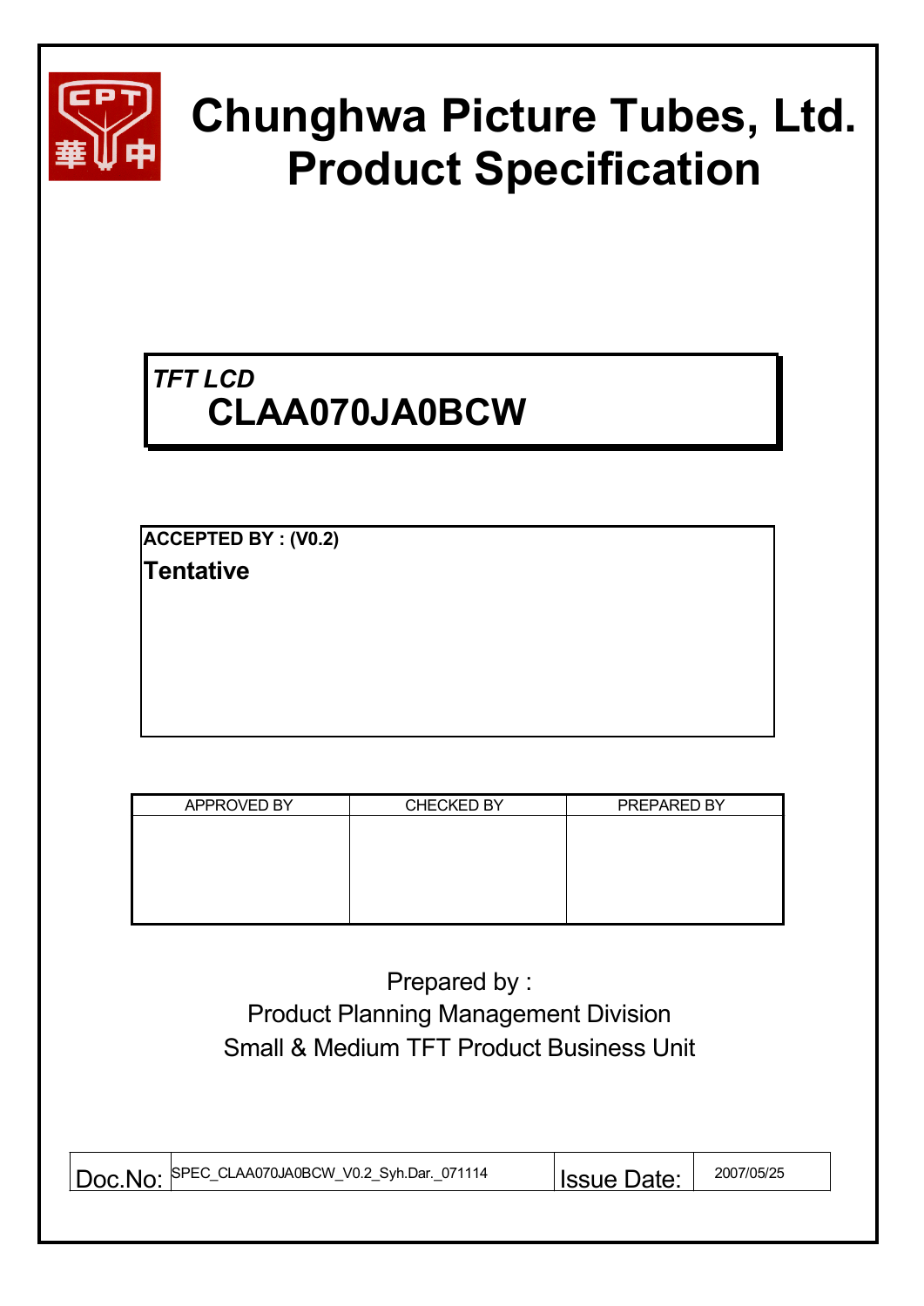# Chunghwa Picture Tubes, Ltd.
# Product Specification

***TFT LCD***

**CLAA070JA0BCW**

**ACCEPTED BY : (V0.2)**

**Tentative**

| APPROVED BY | CHECKED BY | PREPARED BY |
|---|---|---|
| | | |

Prepared by :
Product Planning Management Division
Small & Medium TFT Product Business Unit

| Doc.No: | SPEC_CLAA070JA0BCW_V0.2_Syh.Dar._071114 | Issue Date: | 2007/05/25 |
|---|---|---|---|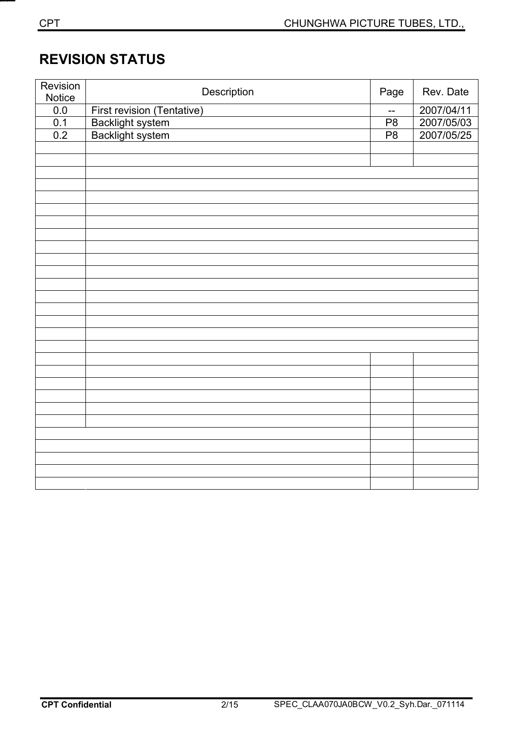## REVISION STATUS

| Revision Notice | Description | Page | Rev. Date |
|---|---|---|---|
| 0.0 | First revision (Tentative) | -- | 2007/04/11 |
| 0.1 | Backlight system | P8 | 2007/05/03 |
| 0.2 | Backlight system | P8 | 2007/05/25 |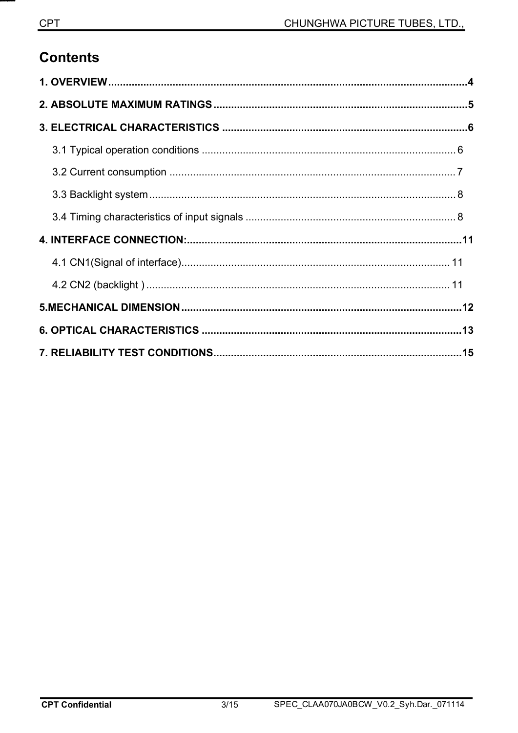# Contents

**1. OVERVIEW............................................................................................................4**

**2. ABSOLUTE MAXIMUM RATINGS...........................................................................5**

**3. ELECTRICAL CHARACTERISTICS ........................................................................6**

3.1 Typical operation conditions ........................................................................ 6

3.2 Current consumption .................................................................................. 7

3.3 Backlight system.......................................................................................... 8

3.4 Timing characteristics of input signals ......................................................... 8

**4. INTERFACE CONNECTION:..................................................................................11**

4.1 CN1(Signal of interface)............................................................................. 11

4.2 CN2 (backlight ) ......................................................................................... 11

**5.MECHANICAL DIMENSION ....................................................................................12**

**6. OPTICAL CHARACTERISTICS .............................................................................13**

**7. RELIABILITY TEST CONDITIONS.........................................................................15**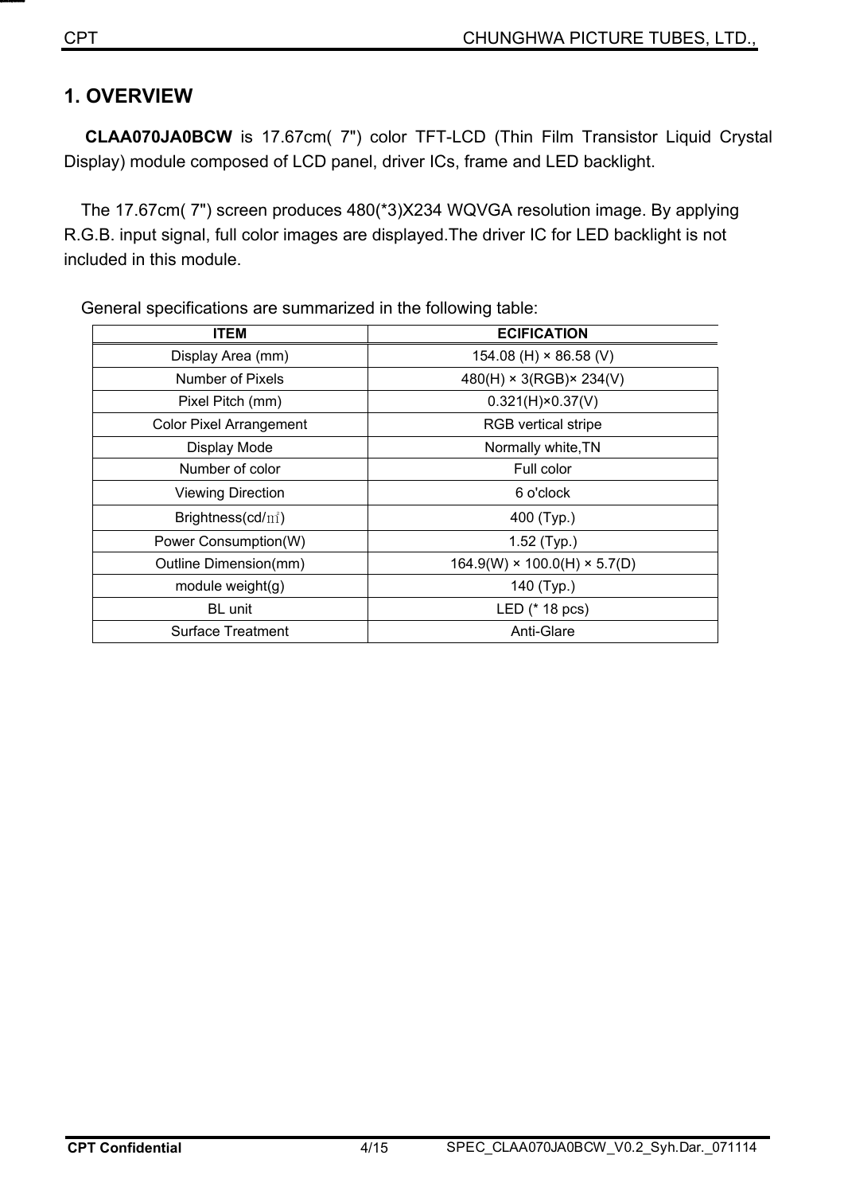# 1. OVERVIEW

**CLAA070JA0BCW** is 17.67cm( 7") color TFT-LCD (Thin Film Transistor Liquid Crystal Display) module composed of LCD panel, driver ICs, frame and LED backlight.

The 17.67cm( 7") screen produces 480(*3)X234 WQVGA resolution image. By applying R.G.B. input signal, full color images are displayed.The driver IC for LED backlight is not included in this module.

General specifications are summarized in the following table:

| ITEM | ECIFICATION |
|---|---|
| Display Area (mm) | 154.08 (H) × 86.58 (V) |
| Number of Pixels | 480(H) × 3(RGB)× 234(V) |
| Pixel Pitch (mm) | 0.321(H)×0.37(V) |
| Color Pixel Arrangement | RGB vertical stripe |
| Display Mode | Normally white,TN |
| Number of color | Full color |
| Viewing Direction | 6 o'clock |
| Brightness(cd/㎡) | 400 (Typ.) |
| Power Consumption(W) | 1.52 (Typ.) |
| Outline Dimension(mm) | 164.9(W) × 100.0(H) × 5.7(D) |
| module weight(g) | 140 (Typ.) |
| BL unit | LED (* 18 pcs) |
| Surface Treatment | Anti-Glare |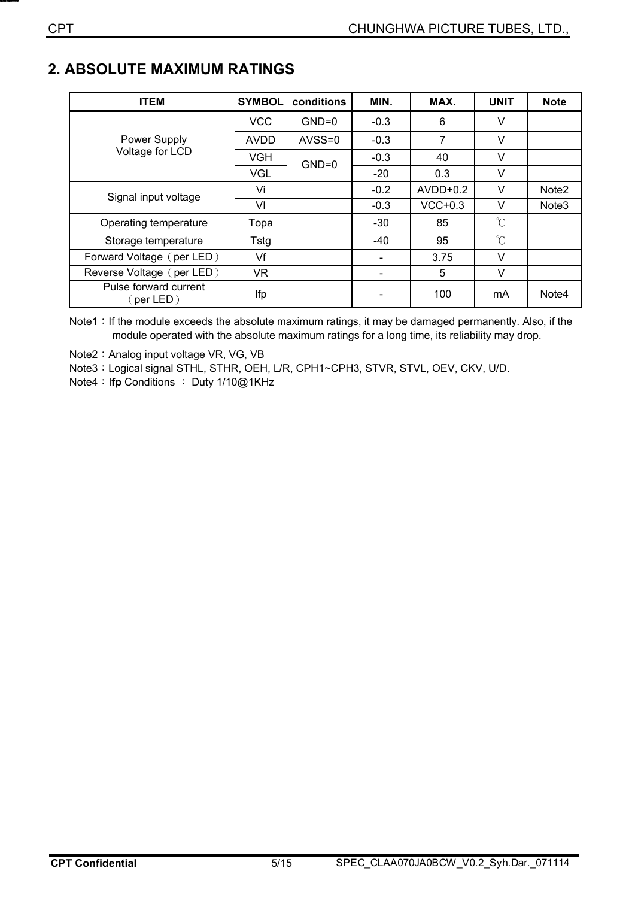## 2. ABSOLUTE MAXIMUM RATINGS

| ITEM | SYMBOL | conditions | MIN. | MAX. | UNIT | Note |
|---|---|---|---|---|---|---|
| Power Supply Voltage for LCD | VCC | GND=0 | -0.3 | 6 | V | |
| | AVDD | AVSS=0 | -0.3 | 7 | V | |
| | VGH | GND=0 | -0.3 | 40 | V | |
| | VGL | | -20 | 0.3 | V | |
| Signal input voltage | Vi | | -0.2 | AVDD+0.2 | V | Note2 |
| | VI | | -0.3 | VCC+0.3 | V | Note3 |
| Operating temperature | Topa | | -30 | 85 | ℃ | |
| Storage temperature | Tstg | | -40 | 95 | ℃ | |
| Forward Voltage（per LED） | Vf | | - | 3.75 | V | |
| Reverse Voltage（per LED） | VR | | - | 5 | V | |
| Pulse forward current（per LED） | Ifp | | - | 100 | mA | Note4 |

Note1：If the module exceeds the absolute maximum ratings, it may be damaged permanently. Also, if the module operated with the absolute maximum ratings for a long time, its reliability may drop.

Note2：Analog input voltage VR, VG, VB

Note3：Logical signal STHL, STHR, OEH, L/R, CPH1~CPH3, STVR, STVL, OEV, CKV, U/D.

Note4：I**fp** Conditions ： Duty 1/10@1KHz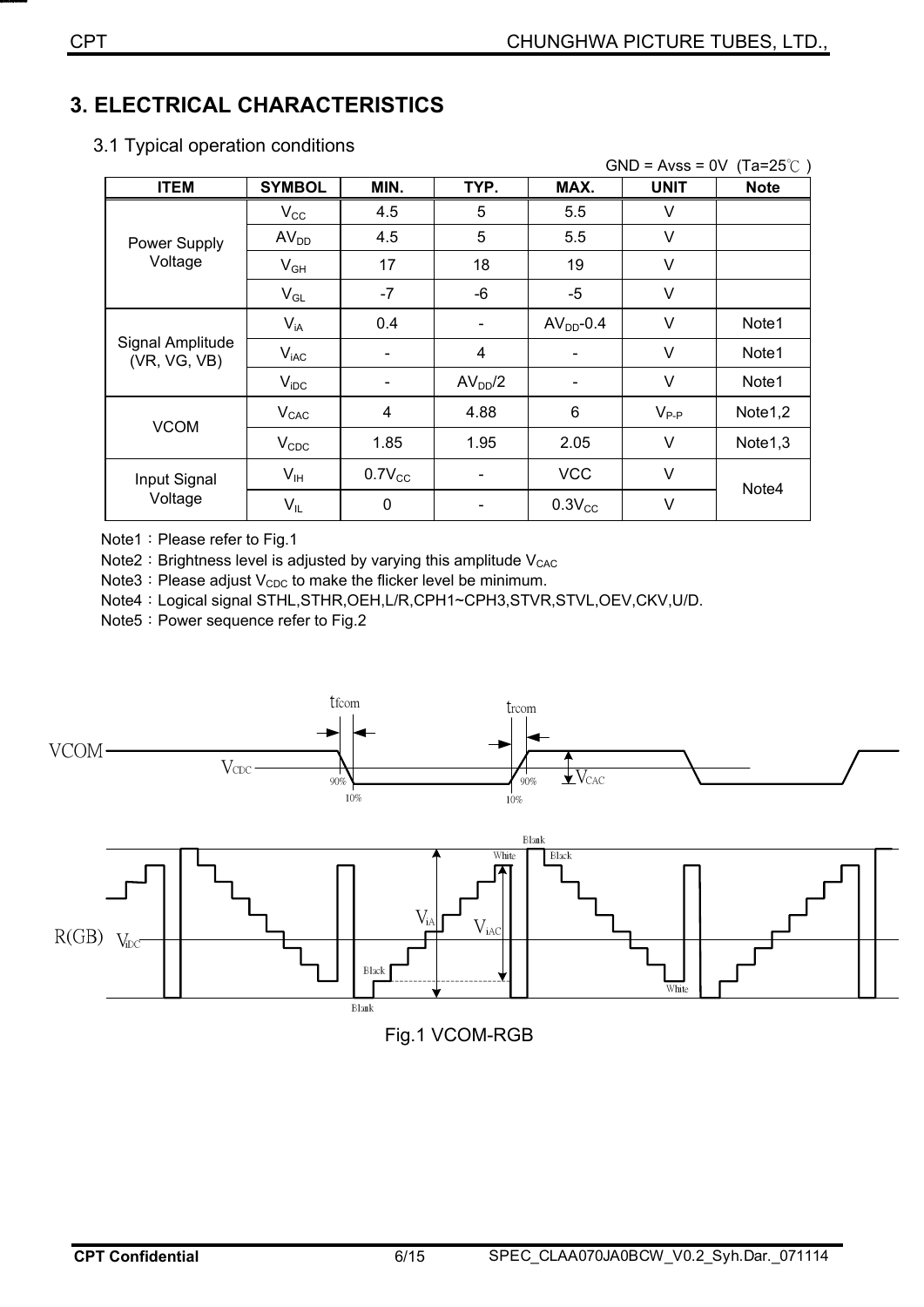# 3. ELECTRICAL CHARACTERISTICS

## 3.1 Typical operation conditions

GND = Avss = 0V (Ta=25℃)

| ITEM | SYMBOL | MIN. | TYP. | MAX. | UNIT | Note |
|---|---|---|---|---|---|---|
| Power Supply Voltage | $V_{CC}$ | 4.5 | 5 | 5.5 | V | |
| | $AV_{DD}$ | 4.5 | 5 | 5.5 | V | |
| | $V_{GH}$ | 17 | 18 | 19 | V | |
| | $V_{GL}$ | -7 | -6 | -5 | V | |
| Signal Amplitude (VR, VG, VB) | $V_{iA}$ | 0.4 | - | $AV_{DD}$-0.4 | V | Note1 |
| | $V_{iAC}$ | - | 4 | - | V | Note1 |
| | $V_{iDC}$ | - | $AV_{DD}/2$ | - | V | Note1 |
| VCOM | $V_{CAC}$ | 4 | 4.88 | 6 | $V_{P-P}$ | Note1,2 |
| | $V_{CDC}$ | 1.85 | 1.95 | 2.05 | V | Note1,3 |
| Input Signal Voltage | $V_{IH}$ | $0.7V_{CC}$ | - | VCC | V | Note4 |
| | $V_{IL}$ | 0 | - | $0.3V_{CC}$ | V | |

Note1：Please refer to Fig.1

Note2：Brightness level is adjusted by varying this amplitude $V_{CAC}$

Note3：Please adjust $V_{CDC}$ to make the flicker level be minimum.

Note4：Logical signal STHL,STHR,OEH,L/R,CPH1~CPH3,STVR,STVL,OEV,CKV,U/D.

Note5：Power sequence refer to Fig.2

tfcom
trcom
VCOM
VCDC
90%
10%
90%
10%
VCAC
Blank
White
Black
ViA
ViAC
R(GB)
ViDC
Black
Blank
White

Fig.1 VCOM-RGB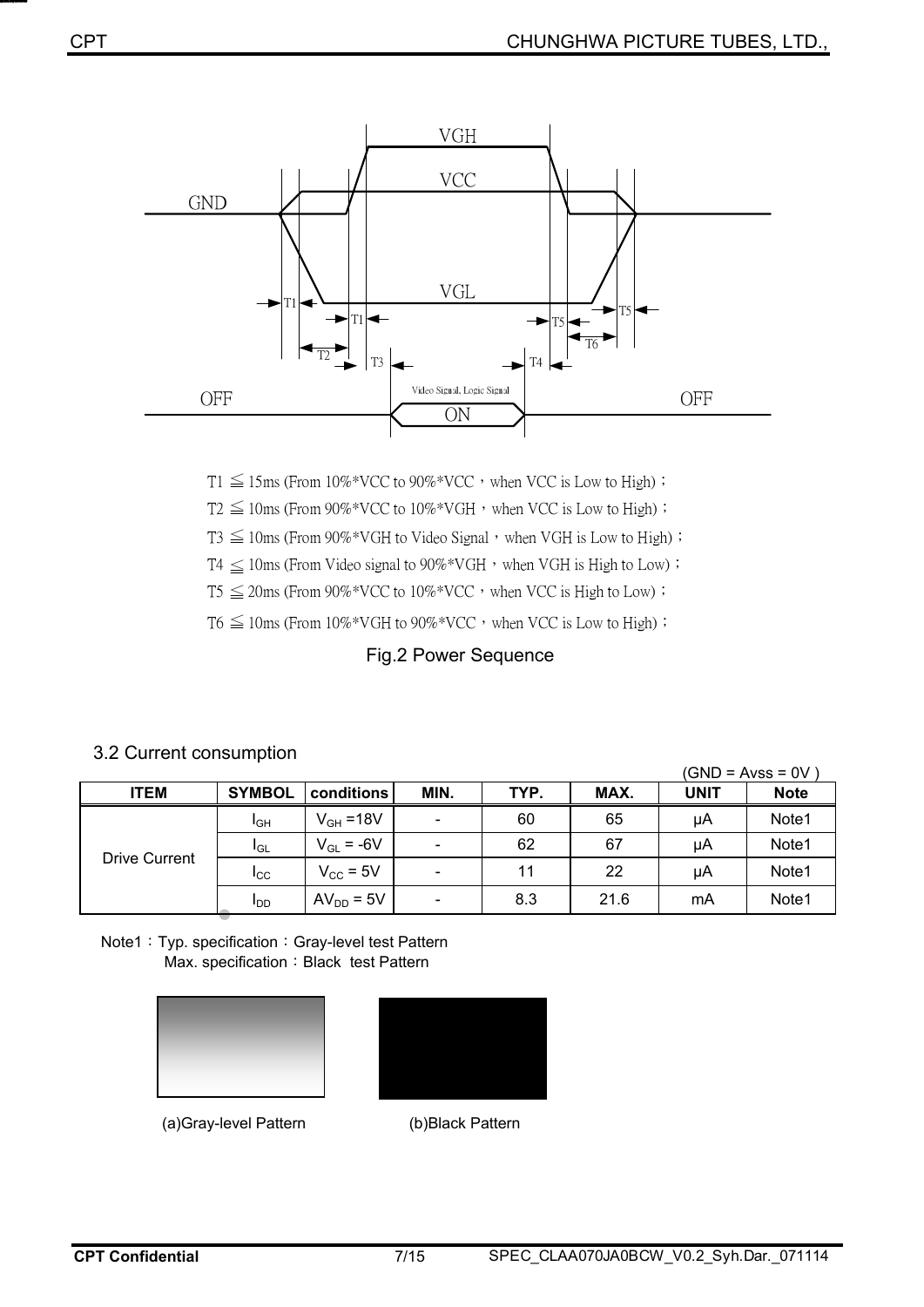VGH

VCC

GND

VGL

T1 T1 T5 T5

T2 T3 T4 T6

OFF OFF

Video Signal, Logic Signal

ON

T1 ≦ 15ms (From 10%*VCC to 90%*VCC，when VCC is Low to High)；

T2 ≦ 10ms (From 90%*VCC to 10%*VGH，when VCC is Low to High)；

T3 ≦ 10ms (From 90%*VGH to Video Signal，when VGH is Low to High)；

T4 ≦ 10ms (From Video signal to 90%*VGH，when VGH is High to Low)；

T5 ≦ 20ms (From 90%*VCC to 10%*VCC，when VCC is High to Low)；

T6 ≦ 10ms (From 10%*VGH to 90%*VCC，when VCC is Low to High)；

Fig.2 Power Sequence

3.2 Current consumption

(GND = Avss = 0V )

| ITEM | SYMBOL | conditions | MIN. | TYP. | MAX. | UNIT | Note |
|---|---|---|---|---|---|---|---|
| Drive Current | $I_{GH}$ | $V_{GH}$ =18V | - | 60 | 65 | μA | Note1 |
| | $I_{GL}$ | $V_{GL}$ = -6V | - | 62 | 67 | μA | Note1 |
| | $I_{CC}$ | $V_{CC}$ = 5V | - | 11 | 22 | μA | Note1 |
| | $I_{DD}$ | $AV_{DD}$ = 5V | - | 8.3 | 21.6 | mA | Note1 |

Note1：Typ. specification：Gray-level test Pattern
Max. specification：Black test Pattern

(a)Gray-level Pattern (b)Black Pattern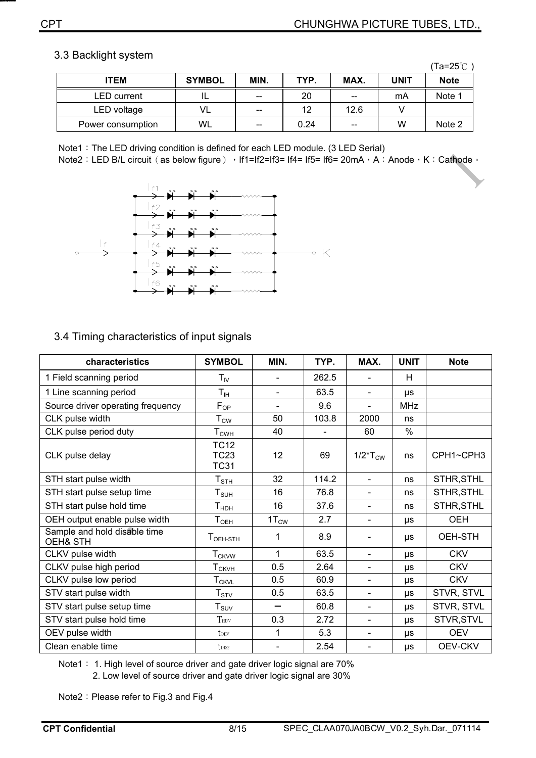## 3.3 Backlight system

(Ta=25℃)

| ITEM | SYMBOL | MIN. | TYP. | MAX. | UNIT | Note |
|---|---|---|---|---|---|---|
| LED current | IL | -- | 20 | -- | mA | Note 1 |
| LED voltage | VL | -- | 12 | 12.6 | V | |
| Power consumption | WL | -- | 0.24 | -- | W | Note 2 |

Note1：The LED driving condition is defined for each LED module. (3 LED Serial)

Note2：LED B/L circuit（as below figure），If1=If2=If3= If4= If5= If6= 20mA，A：Anode，K：Cathode。

If
If1
If2
If3
If4
If5
If6
K

## 3.4 Timing characteristics of input signals

| characteristics | SYMBOL | MIN. | TYP. | MAX. | UNIT | Note |
|---|---|---|---|---|---|---|
| 1 Field scanning period | $T_{IV}$ | - | 262.5 | - | H | |
| 1 Line scanning period | $T_{IH}$ | - | 63.5 | - | μs | |
| Source driver operating frequency | $F_{OP}$ | - | 9.6 | - | MHz | |
| CLK pulse width | $T_{CW}$ | 50 | 103.8 | 2000 | ns | |
| CLK pulse period duty | $T_{CWH}$ | 40 | - | 60 | % | |
| CLK pulse delay | TC12 TC23 TC31 | 12 | 69 | $1/2*T_{CW}$ | ns | CPH1~CPH3 |
| STH start pulse width | $T_{STH}$ | 32 | 114.2 | - | ns | STHR,STHL |
| STH start pulse setup time | $T_{SUH}$ | 16 | 76.8 | - | ns | STHR,STHL |
| STH start pulse hold time | $T_{HDH}$ | 16 | 37.6 | - | ns | STHR,STHL |
| OEH output enable pulse width | $T_{OEH}$ | $1T_{CW}$ | 2.7 | - | μs | OEH |
| Sample and hold disable time OEH& STH | $T_{OEH-STH}$ | 1 | 8.9 | - | μs | OEH-STH |
| CLKV pulse width | $T_{CKVW}$ | 1 | 63.5 | - | μs | CKV |
| CLKV pulse high period | $T_{CKVH}$ | 0.5 | 2.64 | - | μs | CKV |
| CLKV pulse low period | $T_{CKVL}$ | 0.5 | 60.9 | - | μs | CKV |
| STV start pulse width | $T_{STV}$ | 0.5 | 63.5 | - | μs | STVR, STVL |
| STV start pulse setup time | $T_{SUV}$ | = | 60.8 | - | μs | STVR, STVL |
| STV start pulse hold time | $T_{HDV}$ | 0.3 | 2.72 | - | μs | STVR,STVL |
| OEV pulse width | $t_{OEV}$ | 1 | 5.3 | - | μs | OEV |
| Clean enable time | $t_{DIS2}$ | - | 2.54 | - | μs | OEV-CKV |

Note1： 1. High level of source driver and gate driver logic signal are 70%
2. Low level of source driver and gate driver logic signal are 30%

Note2：Please refer to Fig.3 and Fig.4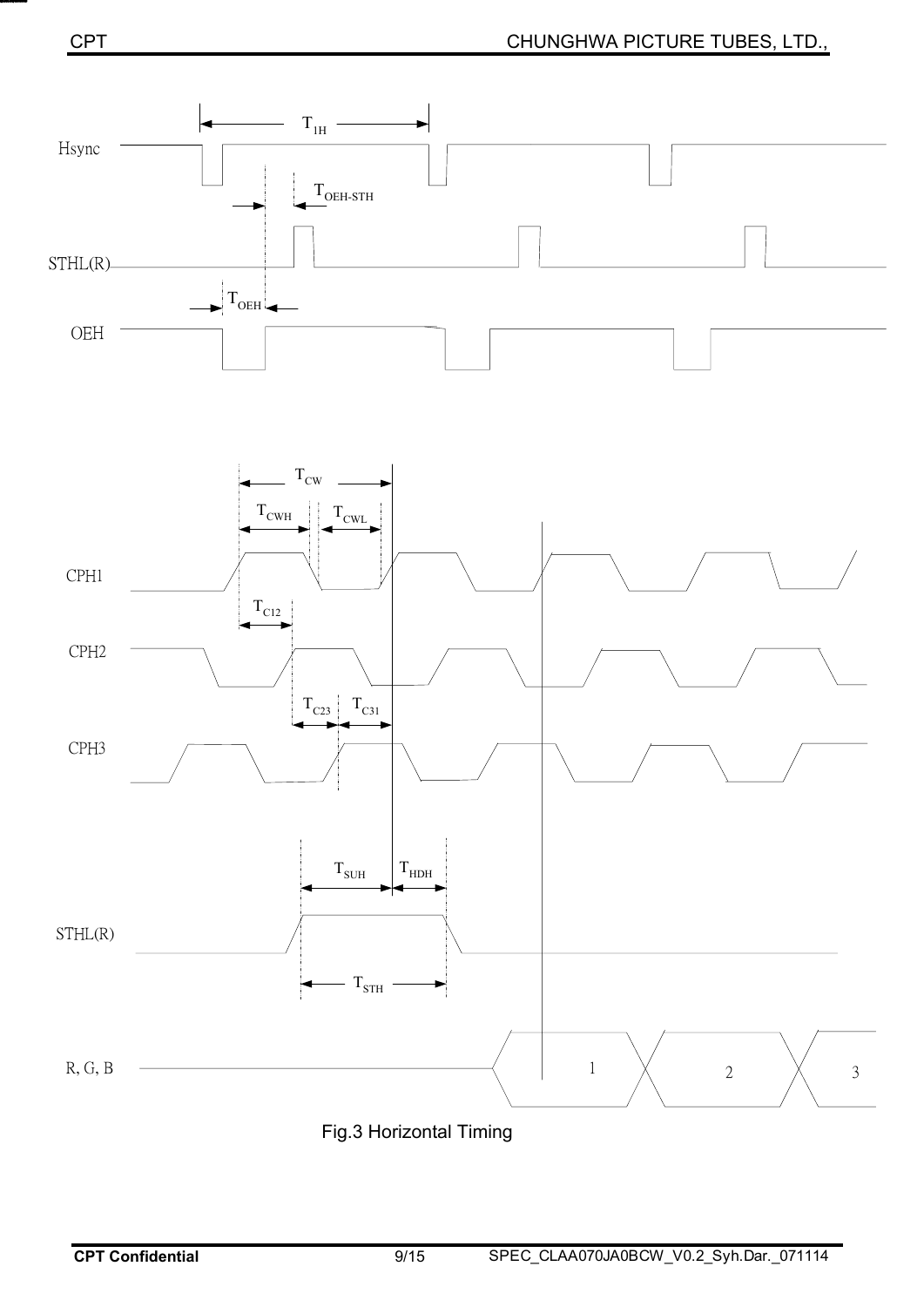Fig.3 Horizontal Timing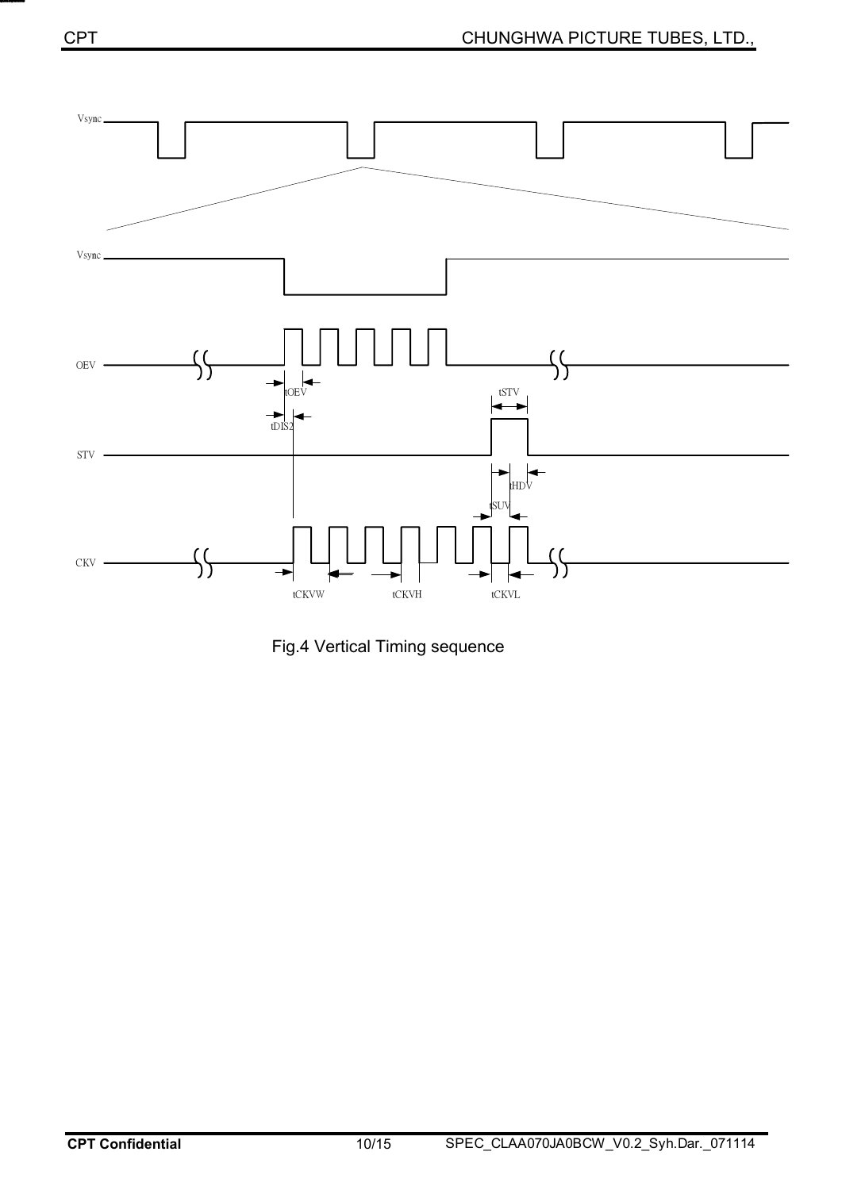Vsync

Vsync

OEV

tOEV

tDIS2

tSTV

STV

tHDV

tSUV

CKV

tCKVW

tCKVH

tCKVL

Fig.4 Vertical Timing sequence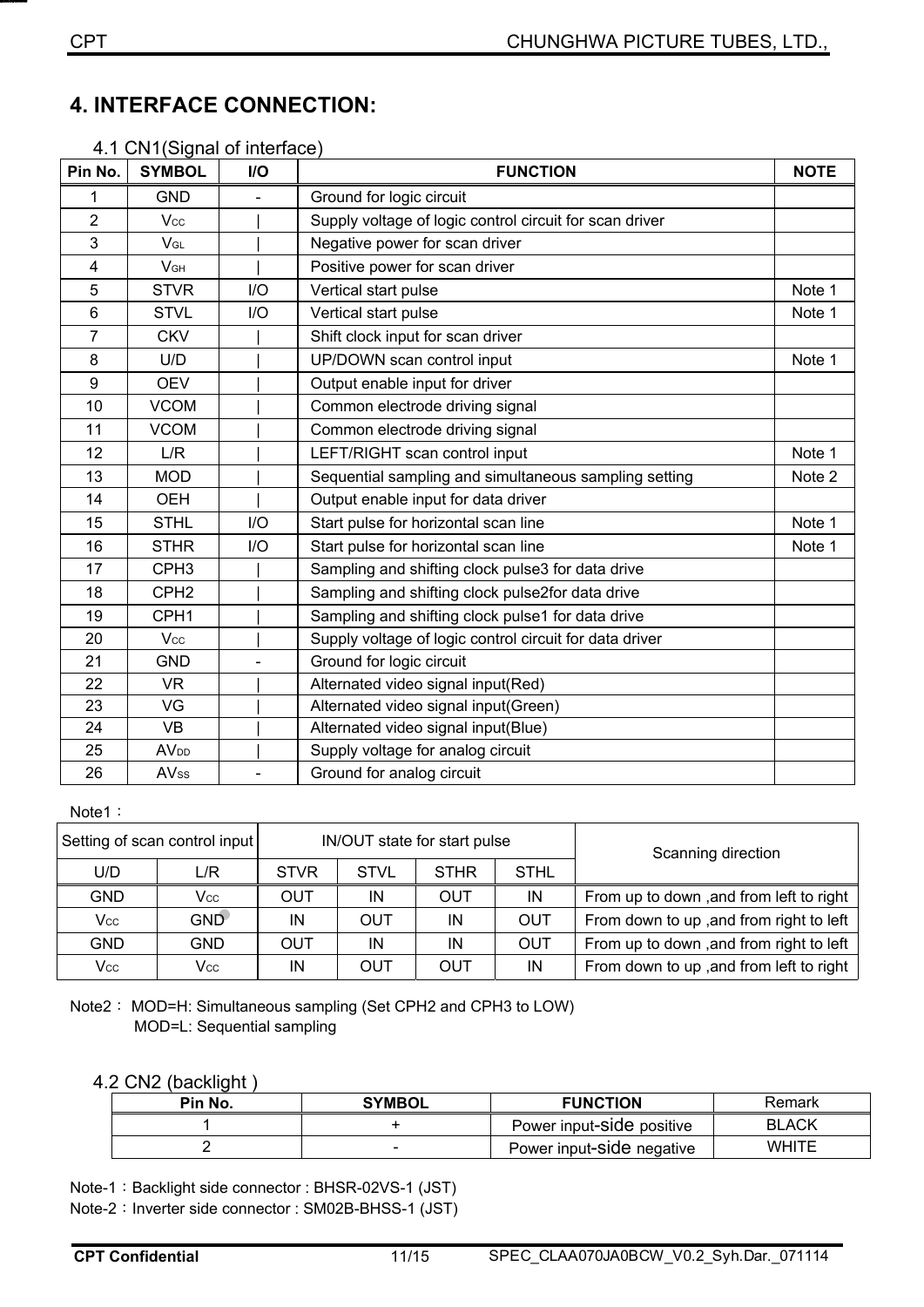# 4. INTERFACE CONNECTION:

4.1 CN1(Signal of interface)

| Pin No. | SYMBOL | I/O | FUNCTION | NOTE |
|---|---|---|---|---|
| 1 | GND | - | Ground for logic circuit | |
| 2 | $V_{CC}$ | I | Supply voltage of logic control circuit for scan driver | |
| 3 | $V_{GL}$ | I | Negative power for scan driver | |
| 4 | $V_{GH}$ | I | Positive power for scan driver | |
| 5 | STVR | I/O | Vertical start pulse | Note 1 |
| 6 | STVL | I/O | Vertical start pulse | Note 1 |
| 7 | CKV | I | Shift clock input for scan driver | |
| 8 | U/D | I | UP/DOWN scan control input | Note 1 |
| 9 | OEV | I | Output enable input for driver | |
| 10 | VCOM | I | Common electrode driving signal | |
| 11 | VCOM | I | Common electrode driving signal | |
| 12 | L/R | I | LEFT/RIGHT scan control input | Note 1 |
| 13 | MOD | I | Sequential sampling and simultaneous sampling setting | Note 2 |
| 14 | OEH | I | Output enable input for data driver | |
| 15 | STHL | I/O | Start pulse for horizontal scan line | Note 1 |
| 16 | STHR | I/O | Start pulse for horizontal scan line | Note 1 |
| 17 | CPH3 | I | Sampling and shifting clock pulse3 for data drive | |
| 18 | CPH2 | I | Sampling and shifting clock pulse2for data drive | |
| 19 | CPH1 | I | Sampling and shifting clock pulse1 for data drive | |
| 20 | $V_{CC}$ | I | Supply voltage of logic control circuit for data driver | |
| 21 | GND | - | Ground for logic circuit | |
| 22 | VR | I | Alternated video signal input(Red) | |
| 23 | VG | I | Alternated video signal input(Green) | |
| 24 | VB | I | Alternated video signal input(Blue) | |
| 25 | $AV_{DD}$ | I | Supply voltage for analog circuit | |
| 26 | $AV_{SS}$ | - | Ground for analog circuit | |

Note1：

| Setting of scan control input | | IN/OUT state for start pulse | | | | Scanning direction |
|---|---|---|---|---|---|---|
| U/D | L/R | STVR | STVL | STHR | STHL | |
| GND | $V_{CC}$ | OUT | IN | OUT | IN | From up to down ,and from left to right |
| $V_{CC}$ | GND | IN | OUT | IN | OUT | From down to up ,and from right to left |
| GND | GND | OUT | IN | IN | OUT | From up to down ,and from right to left |
| $V_{CC}$ | $V_{CC}$ | IN | OUT | OUT | IN | From down to up ,and from left to right |

Note2： MOD=H: Simultaneous sampling (Set CPH2 and CPH3 to LOW)
MOD=L: Sequential sampling

4.2 CN2 (backlight )

| Pin No. | SYMBOL | FUNCTION | Remark |
|---|---|---|---|
| 1 | + | Power input-side positive | BLACK |
| 2 | - | Power input-side negative | WHITE |

Note-1：Backlight side connector : BHSR-02VS-1 (JST)
Note-2：Inverter side connector : SM02B-BHSS-1 (JST)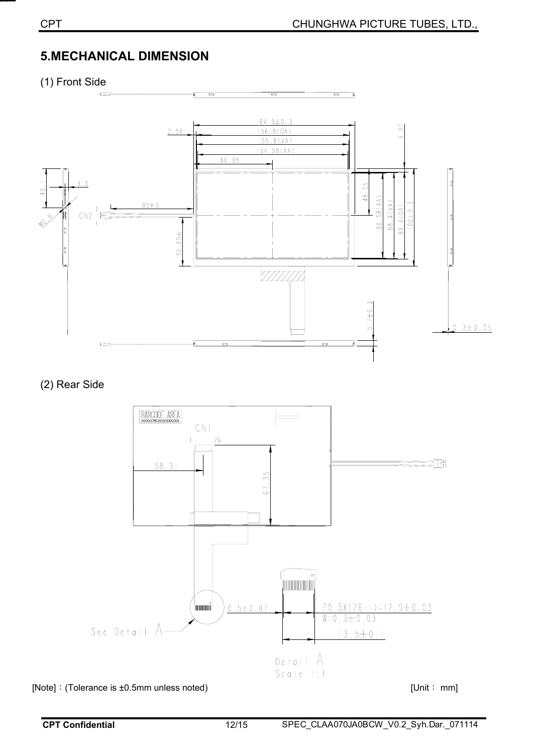## 5.MECHANICAL DIMENSION

(1) Front Side

164.9±0.3
156.8(OA)
155.8(VA)
154.08(AA)
80.95
2.56
3.37
40.1
3.5
M2.0
CN2
2
1
85±5
50.05±1
48.05
86.58(AA)
88.4(VA)
89.4(OA)
100±0.3
5.7±0.3
0.3±0.05

(2) Rear Side

BARCODE AREA
CN1
1
26
58.31
67.35
See Detail A
0.5±0.07
P0.5X(26-1)=12.5±0.03
W=0.3±0.03
13.5±0.1
Detail A
Scale 1:1

[Note]：(Tolerance is ±0.5mm unless noted) [Unit： mm]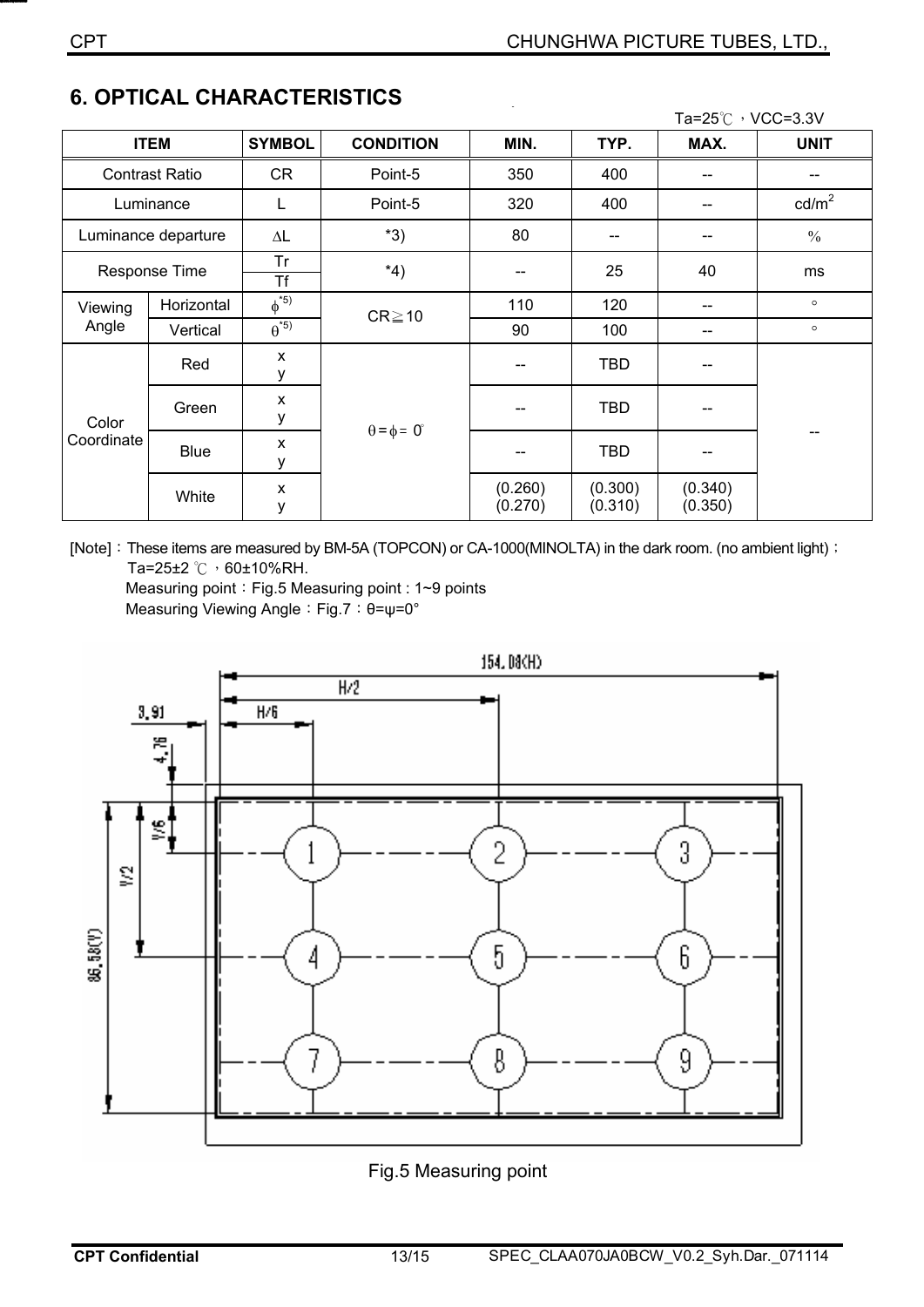## 6. OPTICAL CHARACTERISTICS

Ta=25℃，VCC=3.3V

| ITEM | | SYMBOL | CONDITION | MIN. | TYP. | MAX. | UNIT |
|---|---|---|---|---|---|---|---|
| Contrast Ratio | | CR | Point-5 | 350 | 400 | -- | -- |
| Luminance | | L | Point-5 | 320 | 400 | -- | cd/m$^2$ |
| Luminance departure | | ∆L | *3) | 80 | -- | -- | ％ |
| Response Time | | Tr / Tf | *4) | -- | 25 | 40 | ms |
| Viewing Angle | Horizontal | $\phi$*5) | CR≧10 | 110 | 120 | -- | ° |
| | Vertical | $\theta$*5) | | 90 | 100 | -- | ° |
| Color Coordinate | Red | x y | $\theta = \phi = 0°$ | -- | TBD | -- | -- |
| | Green | x y | | -- | TBD | -- | |
| | Blue | x y | | -- | TBD | -- | |
| | White | x y | | (0.260) (0.270) | (0.300) (0.310) | (0.340) (0.350) | |

[Note]：These items are measured by BM-5A (TOPCON) or CA-1000(MINOLTA) in the dark room. (no ambient light)；Ta=25±2 ℃，60±10%RH.
Measuring point：Fig.5 Measuring point : 1~9 points
Measuring Viewing Angle：Fig.7：θ=ψ=0°

154.08(H)
H/2
H/6
3.91
4.76
V/6
V/2
86.58(V)
1 2 3
4 5 6
7 8 9

Fig.5 Measuring point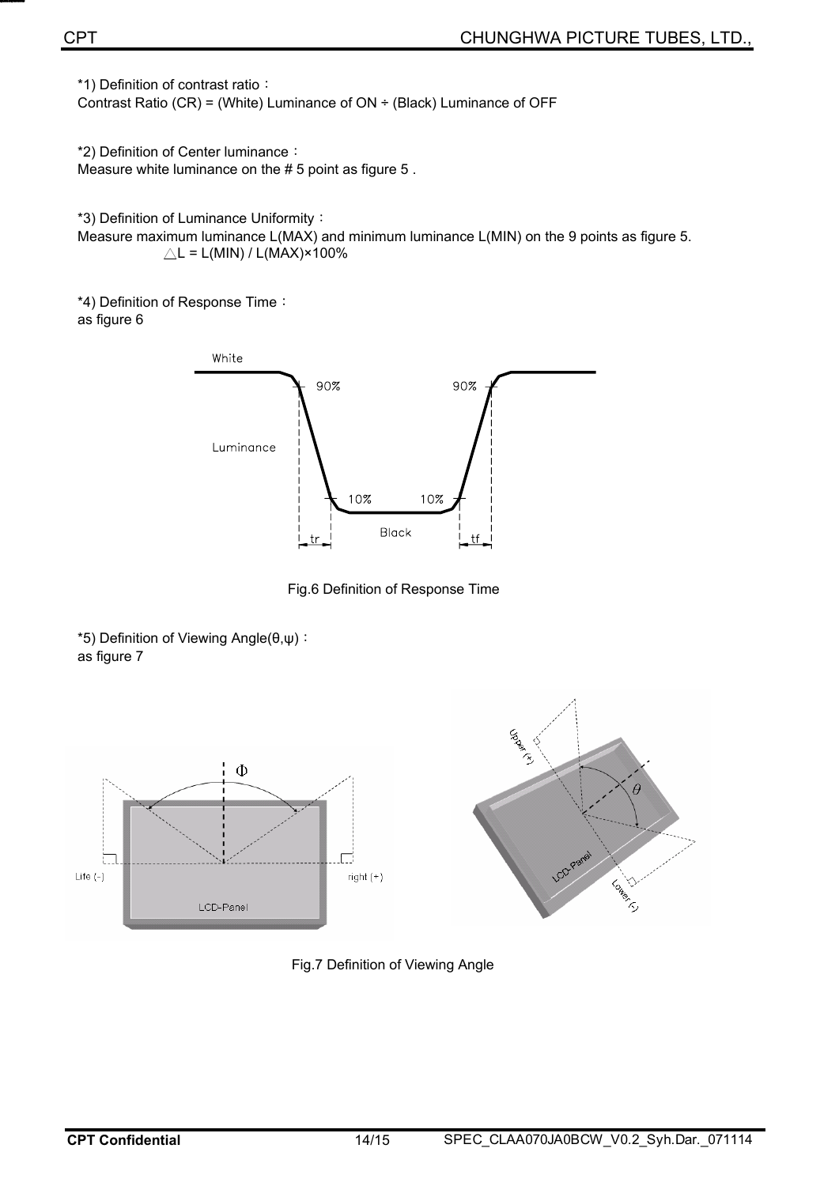*1) Definition of contrast ratio：
Contrast Ratio (CR) = (White) Luminance of ON ÷ (Black) Luminance of OFF

*2) Definition of Center luminance：
Measure white luminance on the # 5 point as figure 5 .

*3) Definition of Luminance Uniformity：
Measure maximum luminance L(MAX) and minimum luminance L(MIN) on the 9 points as figure 5.

$\triangle L = L(MIN) / L(MAX) \times 100\%$

*4) Definition of Response Time：
as figure 6

White
90%
90%
Luminance
10%
10%
Black
tr
tf

Fig.6 Definition of Response Time

*5) Definition of Viewing Angle(θ,ψ)：
as figure 7

Φ
Life (-)
right (+)
LCD-Panel
Upper (+)
θ
LCD-Panel
Lower (-)

Fig.7 Definition of Viewing Angle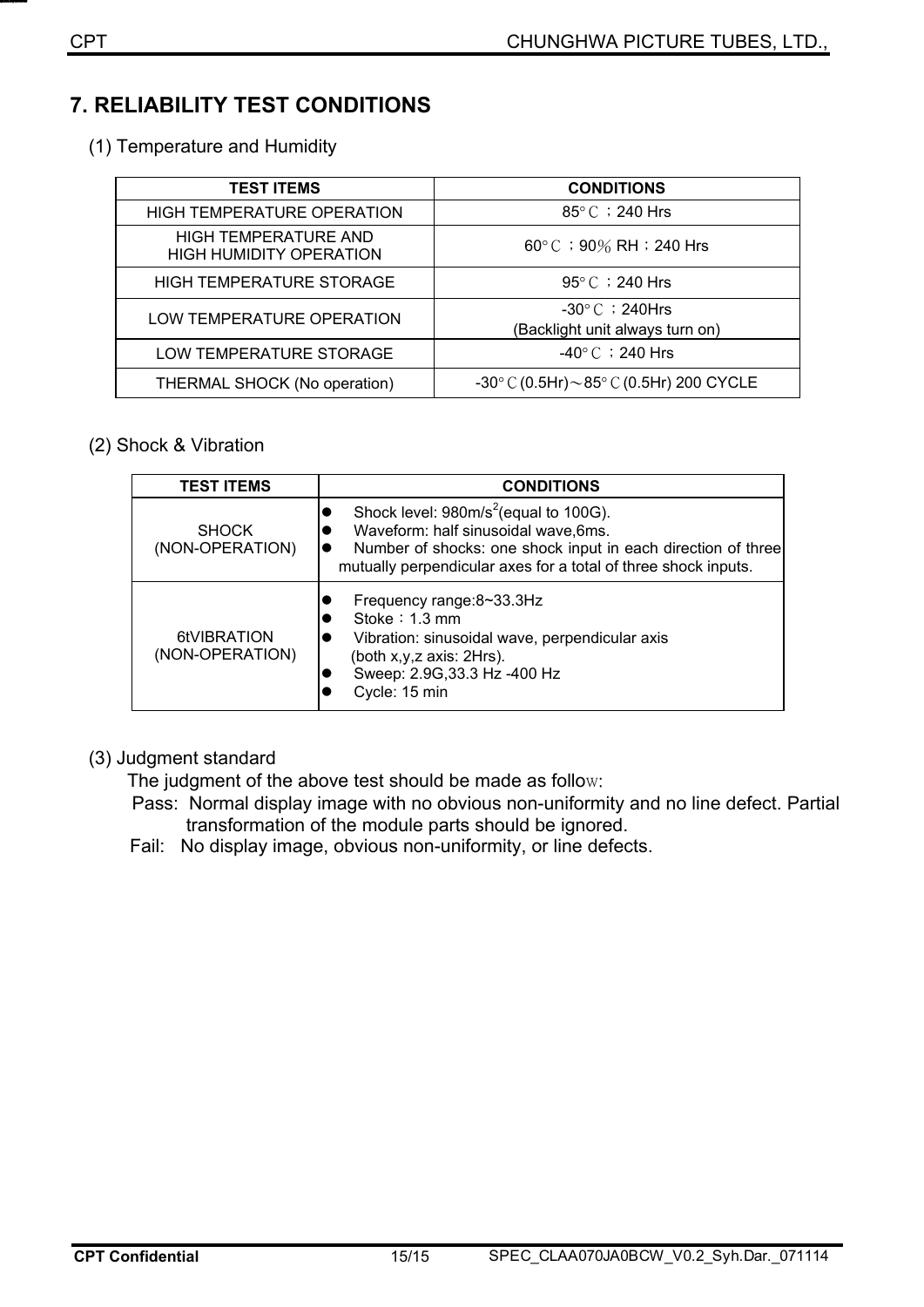## 7. RELIABILITY TEST CONDITIONS

(1) Temperature and Humidity

| TEST ITEMS | CONDITIONS |
|---|---|
| HIGH TEMPERATURE OPERATION | 85°C；240 Hrs |
| HIGH TEMPERATURE AND HIGH HUMIDITY OPERATION | 60°C；90% RH；240 Hrs |
| HIGH TEMPERATURE STORAGE | 95°C；240 Hrs |
| LOW TEMPERATURE OPERATION | -30°C；240Hrs (Backlight unit always turn on) |
| LOW TEMPERATURE STORAGE | -40°C；240 Hrs |
| THERMAL SHOCK (No operation) | -30°C(0.5Hr)～85°C(0.5Hr) 200 CYCLE |

(2) Shock & Vibration

| TEST ITEMS | CONDITIONS |
|---|---|
| SHOCK (NON-OPERATION) | • Shock level: 980m/s$^2$(equal to 100G).<br>• Waveform: half sinusoidal wave,6ms.<br>• Number of shocks: one shock input in each direction of three mutually perpendicular axes for a total of three shock inputs. |
| 6tVIBRATION (NON-OPERATION) | • Frequency range:8~33.3Hz<br>• Stoke：1.3 mm<br>• Vibration: sinusoidal wave, perpendicular axis (both x,y,z axis: 2Hrs).<br>• Sweep: 2.9G,33.3 Hz -400 Hz<br>• Cycle: 15 min |

(3) Judgment standard

The judgment of the above test should be made as follow:

Pass: Normal display image with no obvious non-uniformity and no line defect. Partial transformation of the module parts should be ignored.

Fail: No display image, obvious non-uniformity, or line defects.